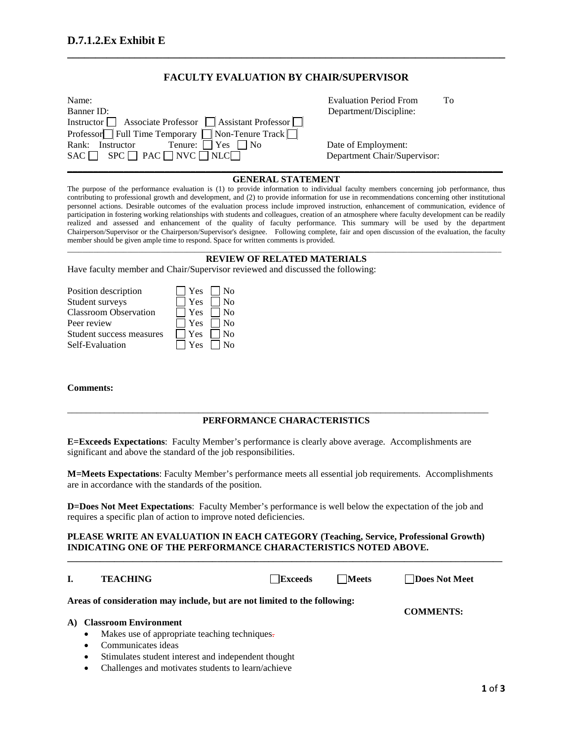# D.7.1.2.Ex Exhibit E

## FACULTY EVALUATION BY CHAIR/SUPERVISOR

Name:
Banner ID:
Instructor ☐ Associate Professor ☐ Assistant Professor ☐
Professor ☐ Full Time Temporary ☐ Non-Tenure Track ☐
Rank: Instructor Tenure: ☐ Yes ☐ No
SAC ☐ SPC ☐ PAC ☐ NVC ☐ NLC ☐

Evaluation Period From To
Department/Discipline:

Date of Employment:
Department Chair/Supervisor:

### GENERAL STATEMENT

The purpose of the performance evaluation is (1) to provide information to individual faculty members concerning job performance, thus contributing to professional growth and development, and (2) to provide information for use in recommendations concerning other institutional personnel actions. Desirable outcomes of the evaluation process include improved instruction, enhancement of communication, evidence of participation in fostering working relationships with students and colleagues, creation of an atmosphere where faculty development can be readily realized and assessed and enhancement of the quality of faculty performance. This summary will be used by the department Chairperson/Supervisor or the Chairperson/Supervisor's designee. Following complete, fair and open discussion of the evaluation, the faculty member should be given ample time to respond. Space for written comments is provided.

### REVIEW OF RELATED MATERIALS

Have faculty member and Chair/Supervisor reviewed and discussed the following:

| | | |
|---|---|---|
| Position description | ☐ Yes | ☐ No |
| Student surveys | ☐ Yes | ☐ No |
| Classroom Observation | ☐ Yes | ☐ No |
| Peer review | ☐ Yes | ☐ No |
| Student success measures | ☐ Yes | ☐ No |
| Self-Evaluation | ☐ Yes | ☐ No |

**Comments:**

### PERFORMANCE CHARACTERISTICS

**E=Exceeds Expectations**: Faculty Member's performance is clearly above average. Accomplishments are significant and above the standard of the job responsibilities.

**M=Meets Expectations**: Faculty Member's performance meets all essential job requirements. Accomplishments are in accordance with the standards of the position.

**D=Does Not Meet Expectations**: Faculty Member's performance is well below the expectation of the job and requires a specific plan of action to improve noted deficiencies.

**PLEASE WRITE AN EVALUATION IN EACH CATEGORY (Teaching, Service, Professional Growth) INDICATING ONE OF THE PERFORMANCE CHARACTERISTICS NOTED ABOVE.**

**I. TEACHING** ☐ **Exceeds** ☐ **Meets** ☐ **Does Not Meet**

**Areas of consideration may include, but are not limited to the following:**

**COMMENTS:**

**A) Classroom Environment**

- Makes use of appropriate teaching techniques.
- Communicates ideas
- Stimulates student interest and independent thought
- Challenges and motivates students to learn/achieve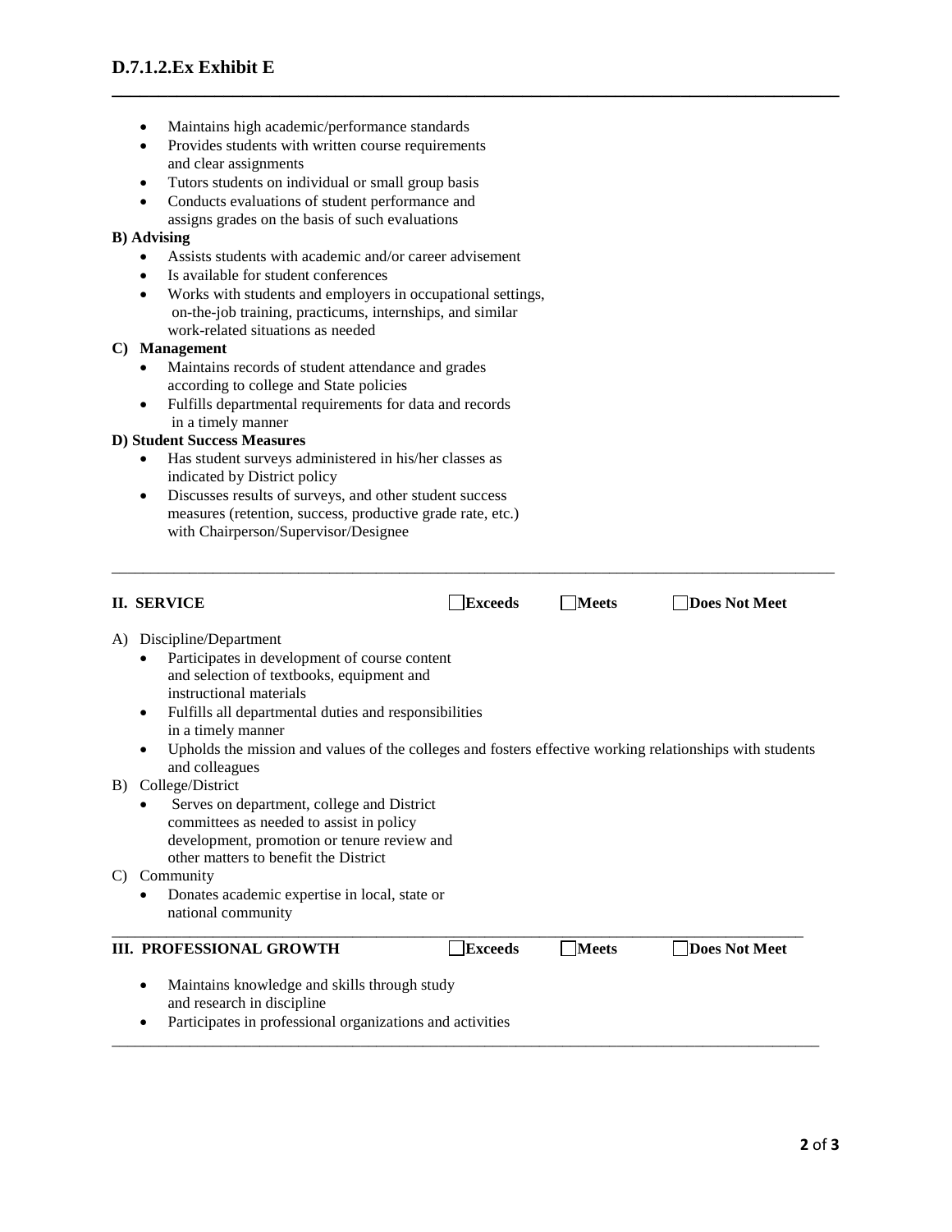- Maintains high academic/performance standards
- Provides students with written course requirements and clear assignments
- Tutors students on individual or small group basis
- Conducts evaluations of student performance and assigns grades on the basis of such evaluations

**B) Advising**

- Assists students with academic and/or career advisement
- Is available for student conferences
- Works with students and employers in occupational settings, on-the-job training, practicums, internships, and similar work-related situations as needed

**C) Management**

- Maintains records of student attendance and grades according to college and State policies
- Fulfills departmental requirements for data and records in a timely manner

**D) Student Success Measures**

- Has student surveys administered in his/her classes as indicated by District policy
- Discusses results of surveys, and other student success measures (retention, success, productive grade rate, etc.) with Chairperson/Supervisor/Designee

---

**II. SERVICE** ☐ **Exceeds** ☐ **Meets** ☐ **Does Not Meet**

A) Discipline/Department

- Participates in development of course content and selection of textbooks, equipment and instructional materials
- Fulfills all departmental duties and responsibilities in a timely manner
- Upholds the mission and values of the colleges and fosters effective working relationships with students and colleagues

B) College/District

- Serves on department, college and District committees as needed to assist in policy development, promotion or tenure review and other matters to benefit the District

C) Community

- Donates academic expertise in local, state or national community

---

**III. PROFESSIONAL GROWTH** ☐ **Exceeds** ☐ **Meets** ☐ **Does Not Meet**

- Maintains knowledge and skills through study and research in discipline
- Participates in professional organizations and activities

---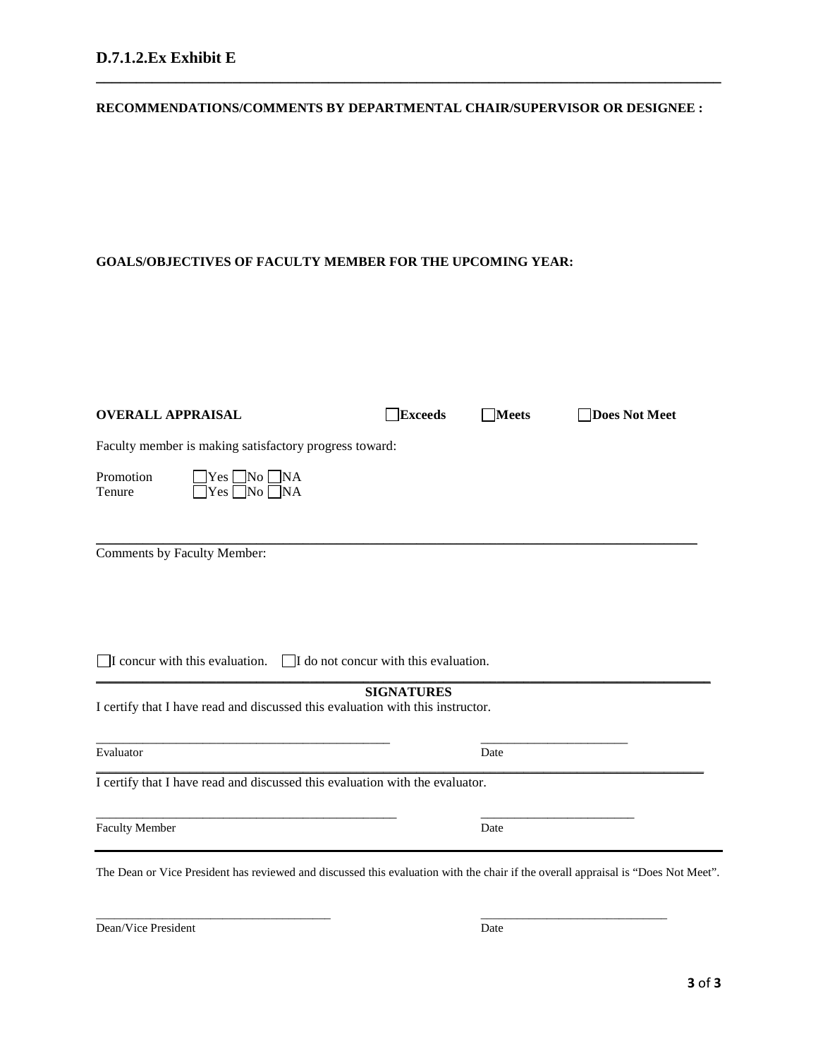## D.7.1.2.Ex Exhibit E

---

**RECOMMENDATIONS/COMMENTS BY DEPARTMENTAL CHAIR/SUPERVISOR OR DESIGNEE :**

**GOALS/OBJECTIVES OF FACULTY MEMBER FOR THE UPCOMING YEAR:**

**OVERALL APPRAISAL** ☐ **Exceeds** ☐ **Meets** ☐ **Does Not Meet**

Faculty member is making satisfactory progress toward:

Promotion ☐ Yes ☐ No ☐ NA
Tenure ☐ Yes ☐ No ☐ NA

---

Comments by Faculty Member:

☐ I concur with this evaluation. ☐ I do not concur with this evaluation.

---

**SIGNATURES**

I certify that I have read and discussed this evaluation with this instructor.

_______________________________________________ _______________________
Evaluator Date

---

I certify that I have read and discussed this evaluation with the evaluator.

_______________________________________________ _______________________
Faculty Member Date

---

The Dean or Vice President has reviewed and discussed this evaluation with the chair if the overall appraisal is "Does Not Meet".

_____________________________________ _____________________________
Dean/Vice President Date